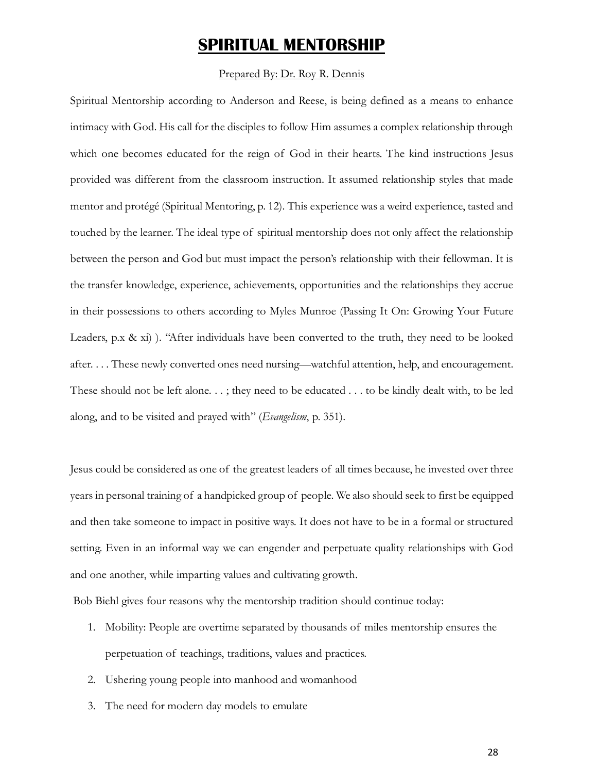# SPIRITUAL MENTORSHIP

Prepared By: Dr. Roy R. Dennis

Spiritual Mentorship according to Anderson and Reese, is being defined as a means to enhance intimacy with God. His call for the disciples to follow Him assumes a complex relationship through which one becomes educated for the reign of God in their hearts. The kind instructions Jesus provided was different from the classroom instruction. It assumed relationship styles that made mentor and protégé (Spiritual Mentoring, p. 12). This experience was a weird experience, tasted and touched by the learner. The ideal type of spiritual mentorship does not only affect the relationship between the person and God but must impact the person's relationship with their fellowman. It is the transfer knowledge, experience, achievements, opportunities and the relationships they accrue in their possessions to others according to Myles Munroe (Passing It On: Growing Your Future Leaders, p.x & xi) ). "After individuals have been converted to the truth, they need to be looked after. . . . These newly converted ones need nursing—watchful attention, help, and encouragement. These should not be left alone. . . ; they need to be educated . . . to be kindly dealt with, to be led along, and to be visited and prayed with" (*Evangelism*, p. 351).

Jesus could be considered as one of the greatest leaders of all times because, he invested over three years in personal training of a handpicked group of people. We also should seek to first be equipped and then take someone to impact in positive ways. It does not have to be in a formal or structured setting. Even in an informal way we can engender and perpetuate quality relationships with God and one another, while imparting values and cultivating growth.

Bob Biehl gives four reasons why the mentorship tradition should continue today:

1. Mobility: People are overtime separated by thousands of miles mentorship ensures the perpetuation of teachings, traditions, values and practices.
2. Ushering young people into manhood and womanhood
3. The need for modern day models to emulate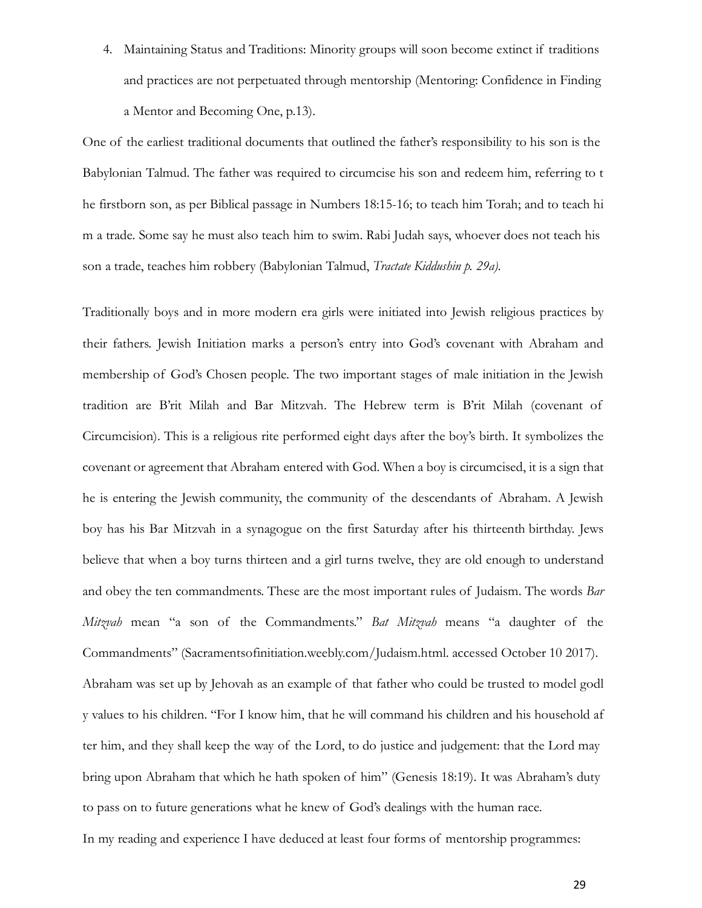4. Maintaining Status and Traditions: Minority groups will soon become extinct if traditions and practices are not perpetuated through mentorship (Mentoring: Confidence in Finding a Mentor and Becoming One, p.13).

One of the earliest traditional documents that outlined the father's responsibility to his son is the Babylonian Talmud. The father was required to circumcise his son and redeem him, referring to t he firstborn son, as per Biblical passage in Numbers 18:15-16; to teach him Torah; and to teach hi m a trade. Some say he must also teach him to swim. Rabi Judah says, whoever does not teach his son a trade, teaches him robbery (Babylonian Talmud, *Tractate Kiddushin p. 29a).*

Traditionally boys and in more modern era girls were initiated into Jewish religious practices by their fathers. Jewish Initiation marks a person's entry into God's covenant with Abraham and membership of God's Chosen people. The two important stages of male initiation in the Jewish tradition are B'rit Milah and Bar Mitzvah. The Hebrew term is B'rit Milah (covenant of Circumcision). This is a religious rite performed eight days after the boy's birth. It symbolizes the covenant or agreement that Abraham entered with God. When a boy is circumcised, it is a sign that he is entering the Jewish community, the community of the descendants of Abraham. A Jewish boy has his Bar Mitzvah in a synagogue on the first Saturday after his thirteenth birthday. Jews believe that when a boy turns thirteen and a girl turns twelve, they are old enough to understand and obey the ten commandments. These are the most important rules of Judaism. The words *Bar Mitzvah* mean "a son of the Commandments." *Bat Mitzvah* means "a daughter of the Commandments" (Sacramentsofinitiation.weebly.com/Judaism.html. accessed October 10 2017). Abraham was set up by Jehovah as an example of that father who could be trusted to model godl y values to his children. "For I know him, that he will command his children and his household af ter him, and they shall keep the way of the Lord, to do justice and judgement: that the Lord may bring upon Abraham that which he hath spoken of him" (Genesis 18:19). It was Abraham's duty to pass on to future generations what he knew of God's dealings with the human race.

In my reading and experience I have deduced at least four forms of mentorship programmes: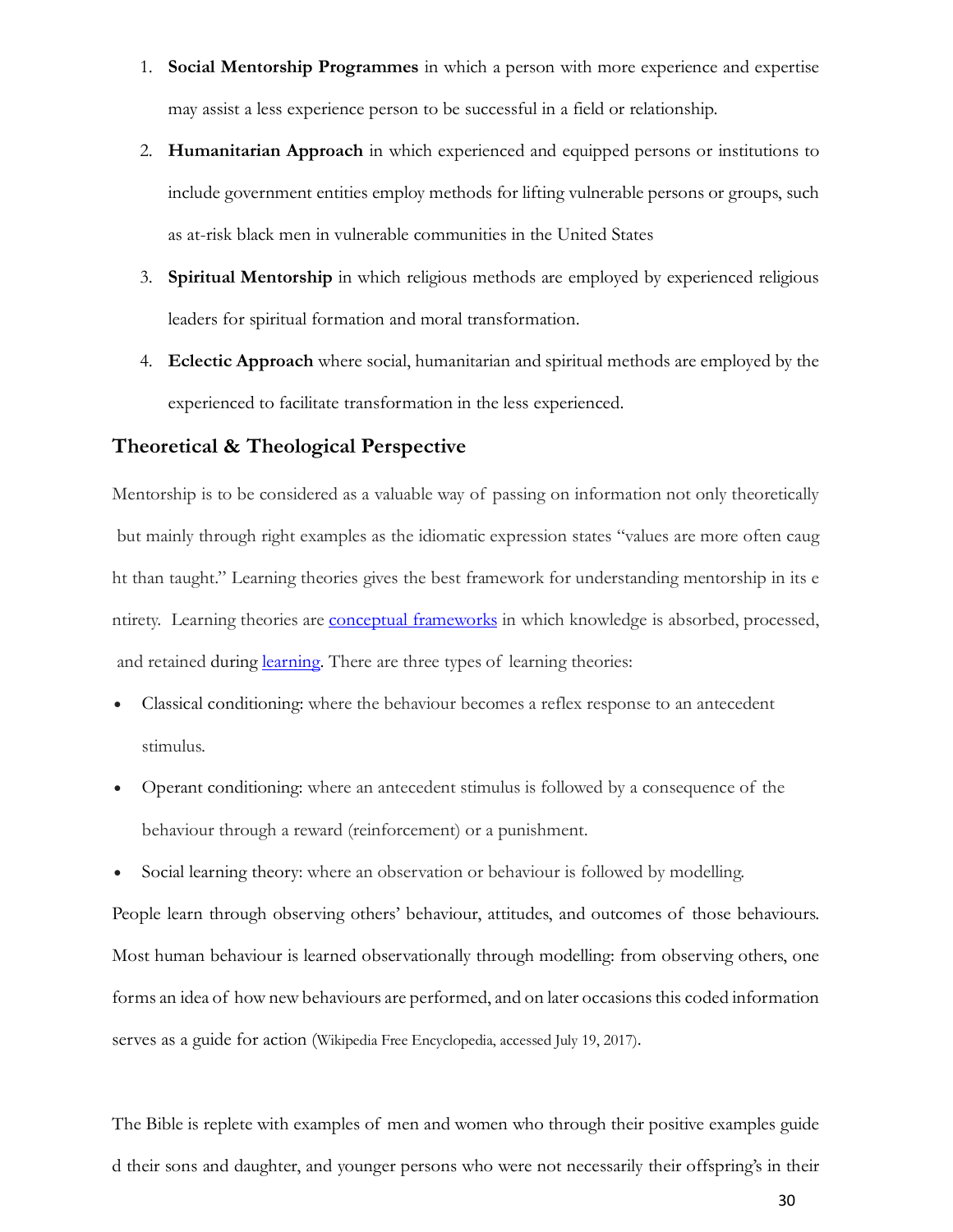1. **Social Mentorship Programmes** in which a person with more experience and expertise may assist a less experience person to be successful in a field or relationship.
2. **Humanitarian Approach** in which experienced and equipped persons or institutions to include government entities employ methods for lifting vulnerable persons or groups, such as at-risk black men in vulnerable communities in the United States
3. **Spiritual Mentorship** in which religious methods are employed by experienced religious leaders for spiritual formation and moral transformation.
4. **Eclectic Approach** where social, humanitarian and spiritual methods are employed by the experienced to facilitate transformation in the less experienced.

## Theoretical & Theological Perspective

Mentorship is to be considered as a valuable way of passing on information not only theoretically but mainly through right examples as the idiomatic expression states "values are more often caug ht than taught." Learning theories gives the best framework for understanding mentorship in its e ntirety. Learning theories are conceptual frameworks in which knowledge is absorbed, processed, and retained during learning. There are three types of learning theories:

- Classical conditioning: where the behaviour becomes a reflex response to an antecedent stimulus.
- Operant conditioning: where an antecedent stimulus is followed by a consequence of the behaviour through a reward (reinforcement) or a punishment.
- Social learning theory: where an observation or behaviour is followed by modelling.

People learn through observing others' behaviour, attitudes, and outcomes of those behaviours. Most human behaviour is learned observationally through modelling: from observing others, one forms an idea of how new behaviours are performed, and on later occasions this coded information serves as a guide for action (Wikipedia Free Encyclopedia, accessed July 19, 2017).

The Bible is replete with examples of men and women who through their positive examples guide d their sons and daughter, and younger persons who were not necessarily their offspring's in their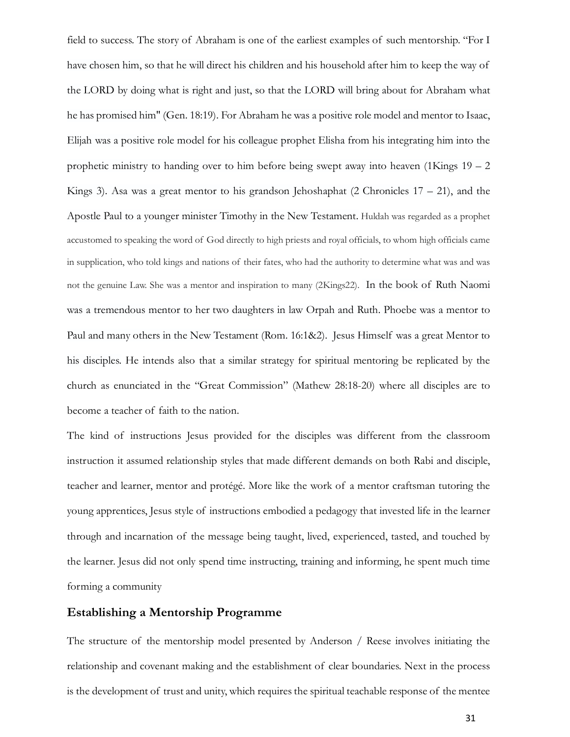field to success. The story of Abraham is one of the earliest examples of such mentorship. "For I have chosen him, so that he will direct his children and his household after him to keep the way of the LORD by doing what is right and just, so that the LORD will bring about for Abraham what he has promised him" (Gen. 18:19). For Abraham he was a positive role model and mentor to Isaac, Elijah was a positive role model for his colleague prophet Elisha from his integrating him into the prophetic ministry to handing over to him before being swept away into heaven (1Kings 19 – 2 Kings 3). Asa was a great mentor to his grandson Jehoshaphat (2 Chronicles 17 – 21), and the Apostle Paul to a younger minister Timothy in the New Testament. Huldah was regarded as a prophet accustomed to speaking the word of God directly to high priests and royal officials, to whom high officials came in supplication, who told kings and nations of their fates, who had the authority to determine what was and was not the genuine Law. She was a mentor and inspiration to many (2Kings22). In the book of Ruth Naomi was a tremendous mentor to her two daughters in law Orpah and Ruth. Phoebe was a mentor to Paul and many others in the New Testament (Rom. 16:1&2). Jesus Himself was a great Mentor to his disciples. He intends also that a similar strategy for spiritual mentoring be replicated by the church as enunciated in the "Great Commission" (Mathew 28:18-20) where all disciples are to become a teacher of faith to the nation.

The kind of instructions Jesus provided for the disciples was different from the classroom instruction it assumed relationship styles that made different demands on both Rabi and disciple, teacher and learner, mentor and protégé. More like the work of a mentor craftsman tutoring the young apprentices, Jesus style of instructions embodied a pedagogy that invested life in the learner through and incarnation of the message being taught, lived, experienced, tasted, and touched by the learner. Jesus did not only spend time instructing, training and informing, he spent much time forming a community

## Establishing a Mentorship Programme

The structure of the mentorship model presented by Anderson / Reese involves initiating the relationship and covenant making and the establishment of clear boundaries. Next in the process is the development of trust and unity, which requires the spiritual teachable response of the mentee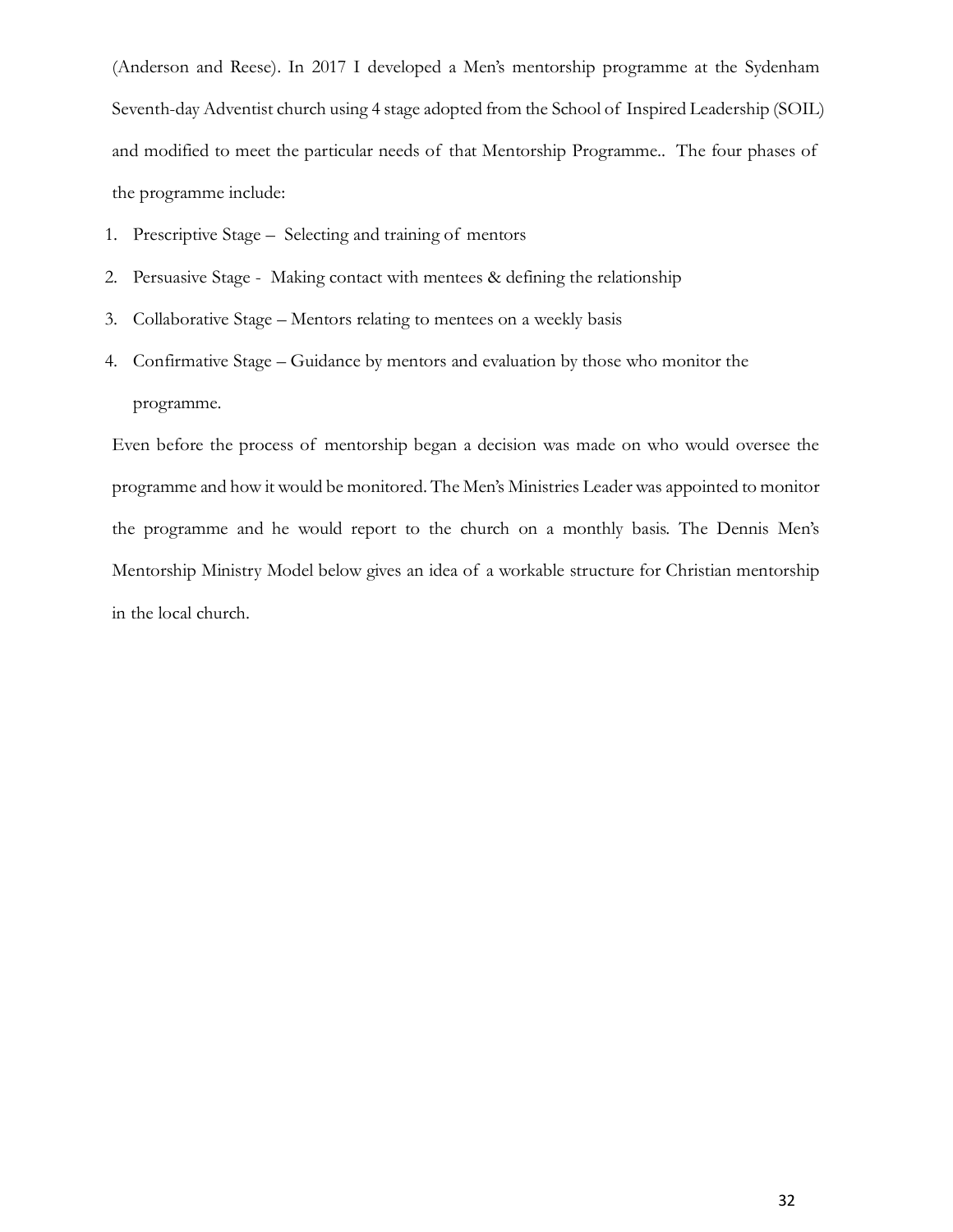(Anderson and Reese). In 2017 I developed a Men's mentorship programme at the Sydenham Seventh-day Adventist church using 4 stage adopted from the School of Inspired Leadership (SOIL) and modified to meet the particular needs of that Mentorship Programme.. The four phases of the programme include:

1. Prescriptive Stage – Selecting and training of mentors
2. Persuasive Stage - Making contact with mentees & defining the relationship
3. Collaborative Stage – Mentors relating to mentees on a weekly basis
4. Confirmative Stage – Guidance by mentors and evaluation by those who monitor the programme.

Even before the process of mentorship began a decision was made on who would oversee the programme and how it would be monitored. The Men's Ministries Leader was appointed to monitor the programme and he would report to the church on a monthly basis. The Dennis Men's Mentorship Ministry Model below gives an idea of a workable structure for Christian mentorship in the local church.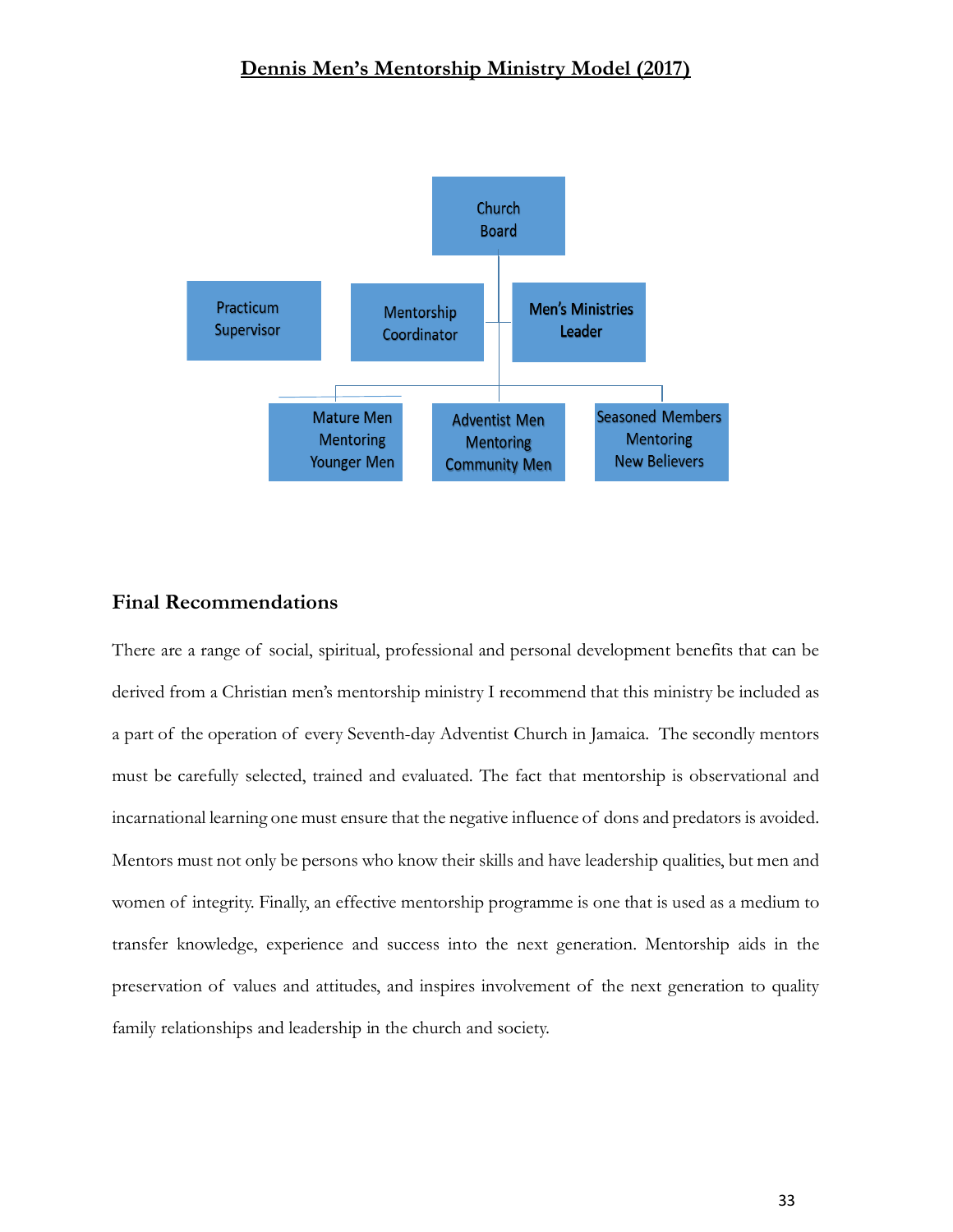**Dennis Men's Mentorship Ministry Model (2017)**

Church Board

Practicum Supervisor

Mentorship Coordinator

Men's Ministries Leader

Mature Men Mentoring Younger Men

Adventist Men Mentoring Community Men

Seasoned Members Mentoring New Believers

### Final Recommendations

There are a range of social, spiritual, professional and personal development benefits that can be derived from a Christian men's mentorship ministry I recommend that this ministry be included as a part of the operation of every Seventh-day Adventist Church in Jamaica. The secondly mentors must be carefully selected, trained and evaluated. The fact that mentorship is observational and incarnational learning one must ensure that the negative influence of dons and predators is avoided. Mentors must not only be persons who know their skills and have leadership qualities, but men and women of integrity. Finally, an effective mentorship programme is one that is used as a medium to transfer knowledge, experience and success into the next generation. Mentorship aids in the preservation of values and attitudes, and inspires involvement of the next generation to quality family relationships and leadership in the church and society.